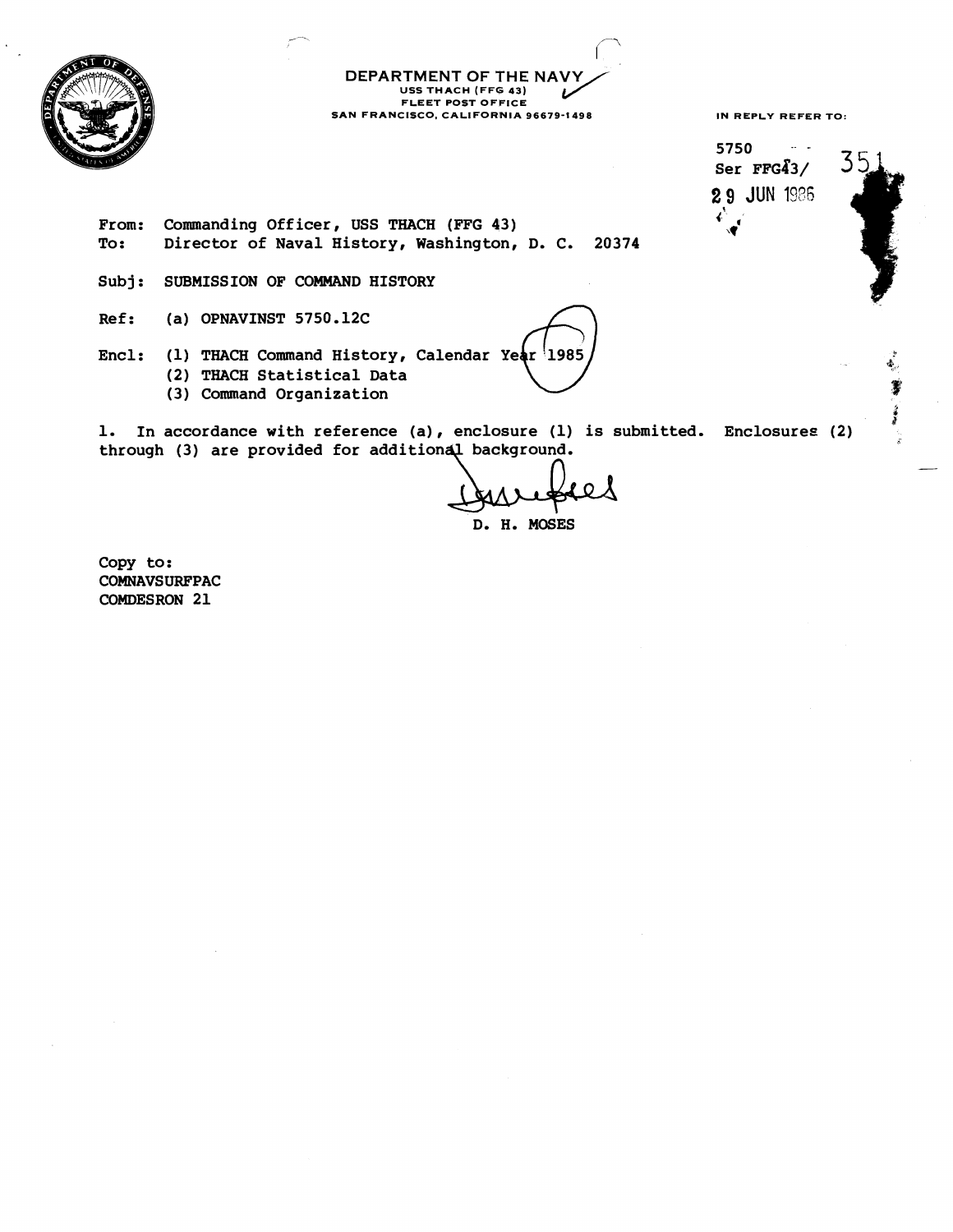DEPARTMENT OF THE NAVY
USS THACH (FFG 43)
FLEET POST OFFICE
SAN FRANCISCO, CALIFORNIA 96679-1498

IN REPLY REFER TO:

5750
Ser FFG43/ 351
29 JUN 1986

From: Commanding Officer, USS THACH (FFG 43)
To: Director of Naval History, Washington, D. C. 20374

Subj: SUBMISSION OF COMMAND HISTORY

Ref: (a) OPNAVINST 5750.12C

Encl: (1) THACH Command History, Calendar Year 1985
(2) THACH Statistical Data
(3) Command Organization

1. In accordance with reference (a), enclosure (1) is submitted. Enclosures (2) through (3) are provided for additional background.

D. H. MOSES

Copy to:
COMNAVSURFPAC
COMDESRON 21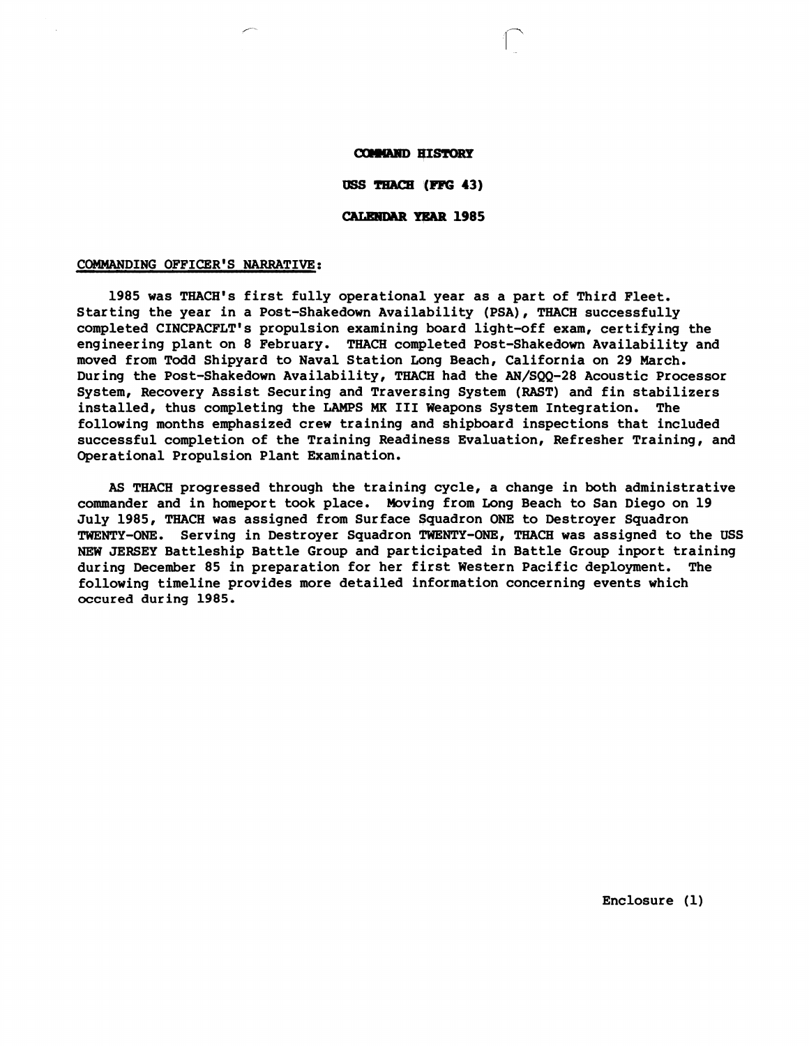**COMMAND HISTORY**

**USS THACH (FFG 43)**

**CALENDAR YEAR 1985**

COMMANDING OFFICER'S NARRATIVE:

1985 was THACH's first fully operational year as a part of Third Fleet. Starting the year in a Post-Shakedown Availability (PSA), THACH successfully completed CINCPACFLT's propulsion examining board light-off exam, certifying the engineering plant on 8 February. THACH completed Post-Shakedown Availability and moved from Todd Shipyard to Naval Station Long Beach, California on 29 March. During the Post-Shakedown Availability, THACH had the AN/SQQ-28 Acoustic Processor System, Recovery Assist Securing and Traversing System (RAST) and fin stabilizers installed, thus completing the LAMPS MK III Weapons System Integration. The following months emphasized crew training and shipboard inspections that included successful completion of the Training Readiness Evaluation, Refresher Training, and Operational Propulsion Plant Examination.

AS THACH progressed through the training cycle, a change in both administrative commander and in homeport took place. Moving from Long Beach to San Diego on 19 July 1985, THACH was assigned from Surface Squadron ONE to Destroyer Squadron TWENTY-ONE. Serving in Destroyer Squadron TWENTY-ONE, THACH was assigned to the USS NEW JERSEY Battleship Battle Group and participated in Battle Group inport training during December 85 in preparation for her first Western Pacific deployment. The following timeline provides more detailed information concerning events which occured during 1985.

Enclosure (1)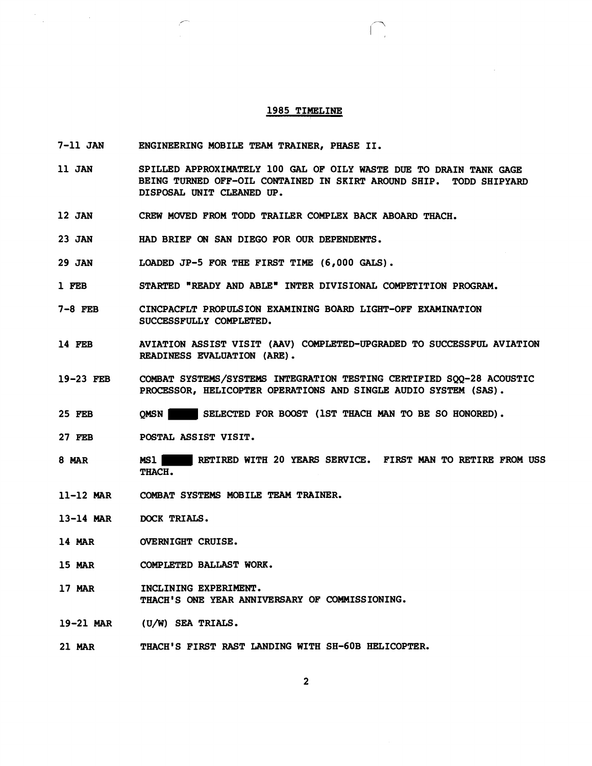## 1985 TIMELINE

| | |
|---|---|
| 7-11 JAN | ENGINEERING MOBILE TEAM TRAINER, PHASE II. |
| 11 JAN | SPILLED APPROXIMATELY 100 GAL OF OILY WASTE DUE TO DRAIN TANK GAGE BEING TURNED OFF-OIL CONTAINED IN SKIRT AROUND SHIP. TODD SHIPYARD DISPOSAL UNIT CLEANED UP. |
| 12 JAN | CREW MOVED FROM TODD TRAILER COMPLEX BACK ABOARD THACH. |
| 23 JAN | HAD BRIEF ON SAN DIEGO FOR OUR DEPENDENTS. |
| 29 JAN | LOADED JP-5 FOR THE FIRST TIME (6,000 GALS). |
| 1 FEB | STARTED "READY AND ABLE" INTER DIVISIONAL COMPETITION PROGRAM. |
| 7-8 FEB | CINCPACFLT PROPULSION EXAMINING BOARD LIGHT-OFF EXAMINATION SUCCESSFULLY COMPLETED. |
| 14 FEB | AVIATION ASSIST VISIT (AAV) COMPLETED-UPGRADED TO SUCCESSFUL AVIATION READINESS EVALUATION (ARE). |
| 19-23 FEB | COMBAT SYSTEMS/SYSTEMS INTEGRATION TESTING CERTIFIED SQQ-28 ACOUSTIC PROCESSOR, HELICOPTER OPERATIONS AND SINGLE AUDIO SYSTEM (SAS). |
| 25 FEB | QMSN ████ SELECTED FOR BOOST (1ST THACH MAN TO BE SO HONORED). |
| 27 FEB | POSTAL ASSIST VISIT. |
| 8 MAR | MS1 ████ RETIRED WITH 20 YEARS SERVICE. FIRST MAN TO RETIRE FROM USS THACH. |
| 11-12 MAR | COMBAT SYSTEMS MOBILE TEAM TRAINER. |
| 13-14 MAR | DOCK TRIALS. |
| 14 MAR | OVERNIGHT CRUISE. |
| 15 MAR | COMPLETED BALLAST WORK. |
| 17 MAR | INCLINING EXPERIMENT.<br>THACH'S ONE YEAR ANNIVERSARY OF COMMISSIONING. |
| 19-21 MAR | (U/W) SEA TRIALS. |
| 21 MAR | THACH'S FIRST RAST LANDING WITH SH-60B HELICOPTER. |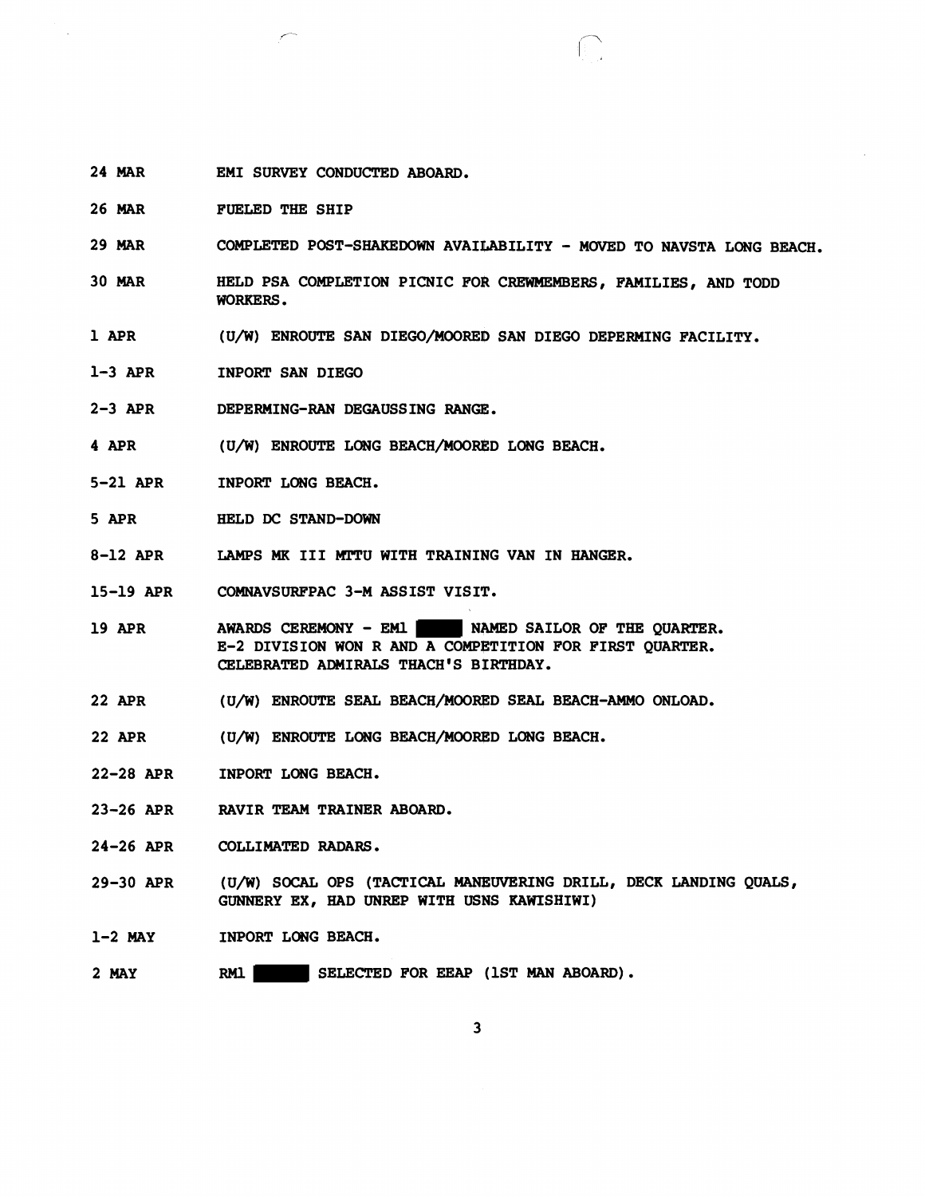| | |
|---|---|
| 24 MAR | EMI SURVEY CONDUCTED ABOARD. |
| 26 MAR | FUELED THE SHIP |
| 29 MAR | COMPLETED POST-SHAKEDOWN AVAILABILITY - MOVED TO NAVSTA LONG BEACH. |
| 30 MAR | HELD PSA COMPLETION PICNIC FOR CREWMEMBERS, FAMILIES, AND TODD WORKERS. |
| 1 APR | (U/W) ENROUTE SAN DIEGO/MOORED SAN DIEGO DEPERMING FACILITY. |
| 1-3 APR | INPORT SAN DIEGO |
| 2-3 APR | DEPERMING-RAN DEGAUSSING RANGE. |
| 4 APR | (U/W) ENROUTE LONG BEACH/MOORED LONG BEACH. |
| 5-21 APR | INPORT LONG BEACH. |
| 5 APR | HELD DC STAND-DOWN |
| 8-12 APR | LAMPS MK III MTTU WITH TRAINING VAN IN HANGER. |
| 15-19 APR | COMNAVSURFPAC 3-M ASSIST VISIT. |
| 19 APR | AWARDS CEREMONY - EM1 ██████ NAMED SAILOR OF THE QUARTER. E-2 DIVISION WON R AND A COMPETITION FOR FIRST QUARTER. CELEBRATED ADMIRALS THACH'S BIRTHDAY. |
| 22 APR | (U/W) ENROUTE SEAL BEACH/MOORED SEAL BEACH-AMMO ONLOAD. |
| 22 APR | (U/W) ENROUTE LONG BEACH/MOORED LONG BEACH. |
| 22-28 APR | INPORT LONG BEACH. |
| 23-26 APR | RAVIR TEAM TRAINER ABOARD. |
| 24-26 APR | COLLIMATED RADARS. |
| 29-30 APR | (U/W) SOCAL OPS (TACTICAL MANEUVERING DRILL, DECK LANDING QUALS, GUNNERY EX, HAD UNREP WITH USNS KAWISHIWI) |
| 1-2 MAY | INPORT LONG BEACH. |
| 2 MAY | RM1 ██████ SELECTED FOR EEAP (1ST MAN ABOARD). |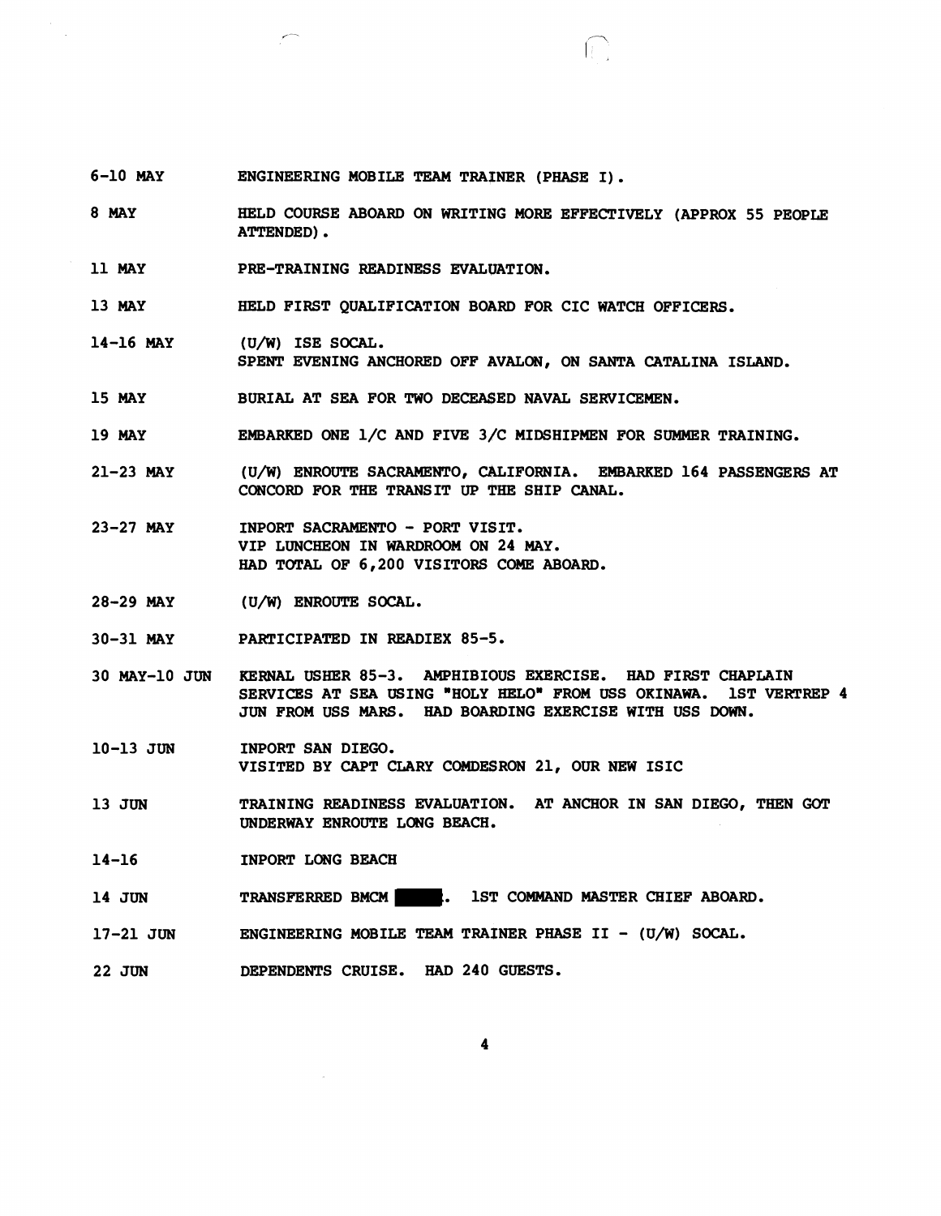| | |
|---|---|
| 6-10 MAY | ENGINEERING MOBILE TEAM TRAINER (PHASE I). |
| 8 MAY | HELD COURSE ABOARD ON WRITING MORE EFFECTIVELY (APPROX 55 PEOPLE ATTENDED). |
| 11 MAY | PRE-TRAINING READINESS EVALUATION. |
| 13 MAY | HELD FIRST QUALIFICATION BOARD FOR CIC WATCH OFFICERS. |
| 14-16 MAY | (U/W) ISE SOCAL.<br>SPENT EVENING ANCHORED OFF AVALON, ON SANTA CATALINA ISLAND. |
| 15 MAY | BURIAL AT SEA FOR TWO DECEASED NAVAL SERVICEMEN. |
| 19 MAY | EMBARKED ONE 1/C AND FIVE 3/C MIDSHIPMEN FOR SUMMER TRAINING. |
| 21-23 MAY | (U/W) ENROUTE SACRAMENTO, CALIFORNIA. EMBARKED 164 PASSENGERS AT CONCORD FOR THE TRANSIT UP THE SHIP CANAL. |
| 23-27 MAY | INPORT SACRAMENTO - PORT VISIT.<br>VIP LUNCHEON IN WARDROOM ON 24 MAY.<br>HAD TOTAL OF 6,200 VISITORS COME ABOARD. |
| 28-29 MAY | (U/W) ENROUTE SOCAL. |
| 30-31 MAY | PARTICIPATED IN READIEX 85-5. |
| 30 MAY-10 JUN | KERNAL USHER 85-3. AMPHIBIOUS EXERCISE. HAD FIRST CHAPLAIN SERVICES AT SEA USING "HOLY HELO" FROM USS OKINAWA. 1ST VERTREP 4 JUN FROM USS MARS. HAD BOARDING EXERCISE WITH USS DOWN. |
| 10-13 JUN | INPORT SAN DIEGO.<br>VISITED BY CAPT CLARY COMDESRON 21, OUR NEW ISIC |
| 13 JUN | TRAINING READINESS EVALUATION. AT ANCHOR IN SAN DIEGO, THEN GOT UNDERWAY ENROUTE LONG BEACH. |
| 14-16 | INPORT LONG BEACH |
| 14 JUN | TRANSFERRED BMCM ████. 1ST COMMAND MASTER CHIEF ABOARD. |
| 17-21 JUN | ENGINEERING MOBILE TEAM TRAINER PHASE II - (U/W) SOCAL. |
| 22 JUN | DEPENDENTS CRUISE. HAD 240 GUESTS. |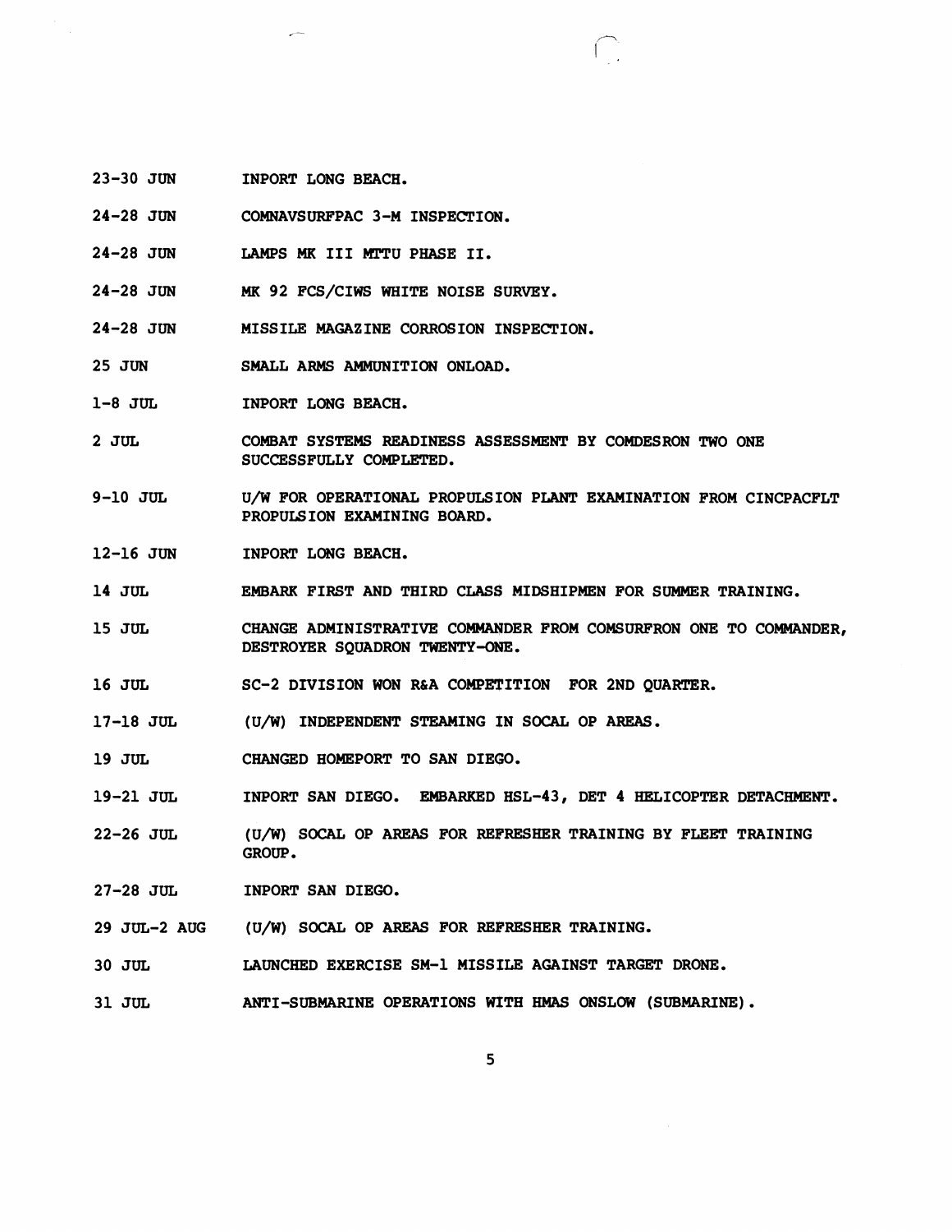| | |
|---|---|
| 23-30 JUN | INPORT LONG BEACH. |
| 24-28 JUN | COMNAVSURFPAC 3-M INSPECTION. |
| 24-28 JUN | LAMPS MK III MTTU PHASE II. |
| 24-28 JUN | MK 92 FCS/CIWS WHITE NOISE SURVEY. |
| 24-28 JUN | MISSILE MAGAZINE CORROSION INSPECTION. |
| 25 JUN | SMALL ARMS AMMUNITION ONLOAD. |
| 1-8 JUL | INPORT LONG BEACH. |
| 2 JUL | COMBAT SYSTEMS READINESS ASSESSMENT BY COMDESRON TWO ONE SUCCESSFULLY COMPLETED. |
| 9-10 JUL | U/W FOR OPERATIONAL PROPULSION PLANT EXAMINATION FROM CINCPACFLT PROPULSION EXAMINING BOARD. |
| 12-16 JUN | INPORT LONG BEACH. |
| 14 JUL | EMBARK FIRST AND THIRD CLASS MIDSHIPMEN FOR SUMMER TRAINING. |
| 15 JUL | CHANGE ADMINISTRATIVE COMMANDER FROM COMSURFRON ONE TO COMMANDER, DESTROYER SQUADRON TWENTY-ONE. |
| 16 JUL | SC-2 DIVISION WON R&A COMPETITION FOR 2ND QUARTER. |
| 17-18 JUL | (U/W) INDEPENDENT STEAMING IN SOCAL OP AREAS. |
| 19 JUL | CHANGED HOMEPORT TO SAN DIEGO. |
| 19-21 JUL | INPORT SAN DIEGO. EMBARKED HSL-43, DET 4 HELICOPTER DETACHMENT. |
| 22-26 JUL | (U/W) SOCAL OP AREAS FOR REFRESHER TRAINING BY FLEET TRAINING GROUP. |
| 27-28 JUL | INPORT SAN DIEGO. |
| 29 JUL-2 AUG | (U/W) SOCAL OP AREAS FOR REFRESHER TRAINING. |
| 30 JUL | LAUNCHED EXERCISE SM-1 MISSILE AGAINST TARGET DRONE. |
| 31 JUL | ANTI-SUBMARINE OPERATIONS WITH HMAS ONSLOW (SUBMARINE). |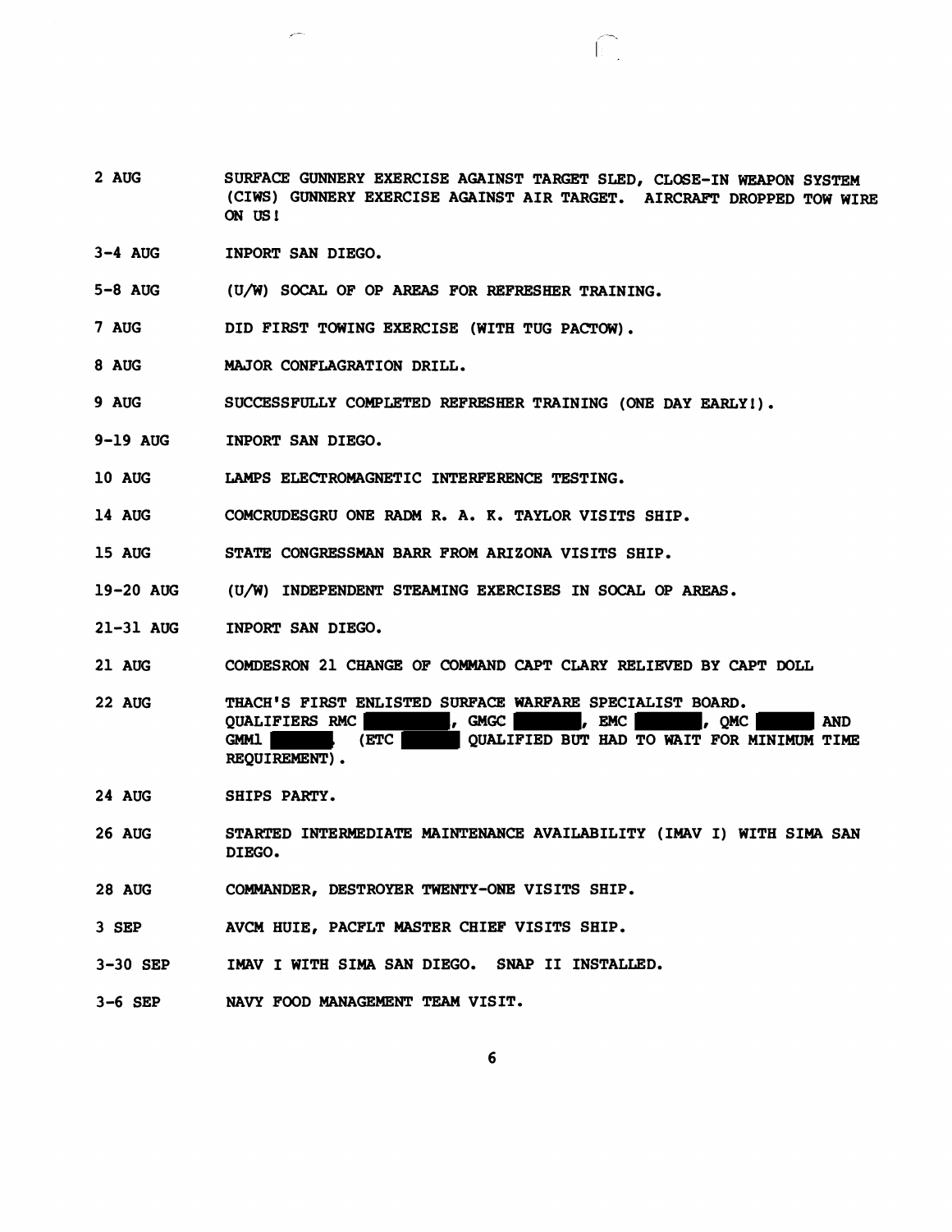| | |
|---|---|
| 2 AUG | SURFACE GUNNERY EXERCISE AGAINST TARGET SLED, CLOSE-IN WEAPON SYSTEM (CIWS) GUNNERY EXERCISE AGAINST AIR TARGET. AIRCRAFT DROPPED TOW WIRE ON US! |
| 3-4 AUG | INPORT SAN DIEGO. |
| 5-8 AUG | (U/W) SOCAL OF OP AREAS FOR REFRESHER TRAINING. |
| 7 AUG | DID FIRST TOWING EXERCISE (WITH TUG PACTOW). |
| 8 AUG | MAJOR CONFLAGRATION DRILL. |
| 9 AUG | SUCCESSFULLY COMPLETED REFRESHER TRAINING (ONE DAY EARLY!). |
| 9-19 AUG | INPORT SAN DIEGO. |
| 10 AUG | LAMPS ELECTROMAGNETIC INTERFERENCE TESTING. |
| 14 AUG | COMCRUDESGRU ONE RADM R. A. K. TAYLOR VISITS SHIP. |
| 15 AUG | STATE CONGRESSMAN BARR FROM ARIZONA VISITS SHIP. |
| 19-20 AUG | (U/W) INDEPENDENT STEAMING EXERCISES IN SOCAL OP AREAS. |
| 21-31 AUG | INPORT SAN DIEGO. |
| 21 AUG | COMDESRON 21 CHANGE OF COMMAND CAPT CLARY RELIEVED BY CAPT DOLL |
| 22 AUG | THACH'S FIRST ENLISTED SURFACE WARFARE SPECIALIST BOARD. QUALIFIERS RMC ██████, GMGC ██████, EMC ██████, QMC ██████ AND GMM1 ██████. (ETC ██████ QUALIFIED BUT HAD TO WAIT FOR MINIMUM TIME REQUIREMENT). |
| 24 AUG | SHIPS PARTY. |
| 26 AUG | STARTED INTERMEDIATE MAINTENANCE AVAILABILITY (IMAV I) WITH SIMA SAN DIEGO. |
| 28 AUG | COMMANDER, DESTROYER TWENTY-ONE VISITS SHIP. |
| 3 SEP | AVCM HUIE, PACFLT MASTER CHIEF VISITS SHIP. |
| 3-30 SEP | IMAV I WITH SIMA SAN DIEGO. SNAP II INSTALLED. |
| 3-6 SEP | NAVY FOOD MANAGEMENT TEAM VISIT. |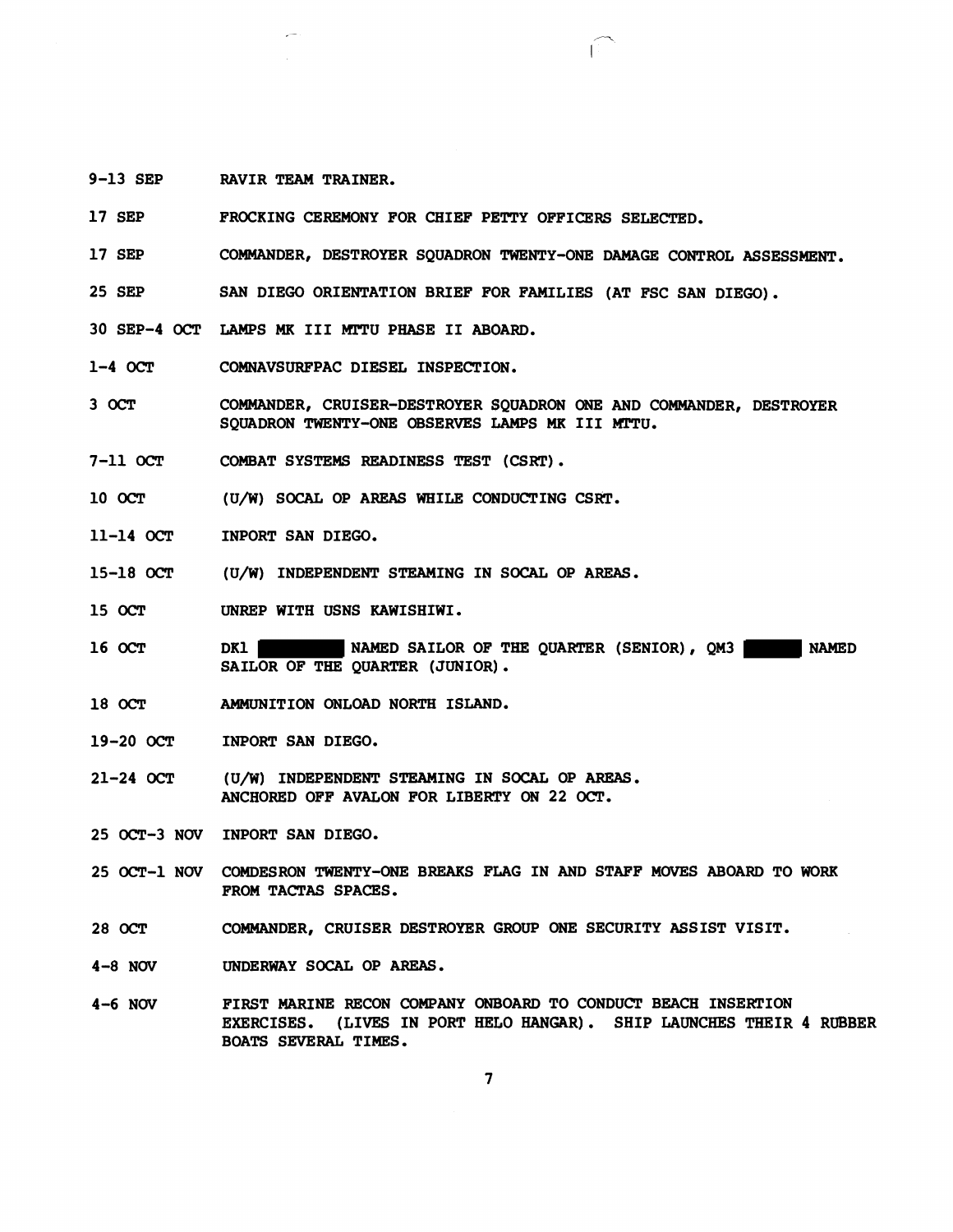9-13 SEP    RAVIR TEAM TRAINER.

17 SEP    FROCKING CEREMONY FOR CHIEF PETTY OFFICERS SELECTED.

17 SEP    COMMANDER, DESTROYER SQUADRON TWENTY-ONE DAMAGE CONTROL ASSESSMENT.

25 SEP    SAN DIEGO ORIENTATION BRIEF FOR FAMILIES (AT FSC SAN DIEGO).

30 SEP-4 OCT    LAMPS MK III MTTU PHASE II ABOARD.

1-4 OCT    COMNAVSURFPAC DIESEL INSPECTION.

3 OCT    COMMANDER, CRUISER-DESTROYER SQUADRON ONE AND COMMANDER, DESTROYER SQUADRON TWENTY-ONE OBSERVES LAMPS MK III MTTU.

7-11 OCT    COMBAT SYSTEMS READINESS TEST (CSRT).

10 OCT    (U/W) SOCAL OP AREAS WHILE CONDUCTING CSRT.

11-14 OCT    INPORT SAN DIEGO.

15-18 OCT    (U/W) INDEPENDENT STEAMING IN SOCAL OP AREAS.

15 OCT    UNREP WITH USNS KAWISHIWI.

16 OCT    DK1 ██████ NAMED SAILOR OF THE QUARTER (SENIOR), QM3 ██████ NAMED SAILOR OF THE QUARTER (JUNIOR).

18 OCT    AMMUNITION ONLOAD NORTH ISLAND.

19-20 OCT    INPORT SAN DIEGO.

21-24 OCT    (U/W) INDEPENDENT STEAMING IN SOCAL OP AREAS. ANCHORED OFF AVALON FOR LIBERTY ON 22 OCT.

25 OCT-3 NOV    INPORT SAN DIEGO.

25 OCT-1 NOV    COMDESRON TWENTY-ONE BREAKS FLAG IN AND STAFF MOVES ABOARD TO WORK FROM TACTAS SPACES.

28 OCT    COMMANDER, CRUISER DESTROYER GROUP ONE SECURITY ASSIST VISIT.

4-8 NOV    UNDERWAY SOCAL OP AREAS.

4-6 NOV    FIRST MARINE RECON COMPANY ONBOARD TO CONDUCT BEACH INSERTION EXERCISES. (LIVES IN PORT HELO HANGAR). SHIP LAUNCHES THEIR 4 RUBBER BOATS SEVERAL TIMES.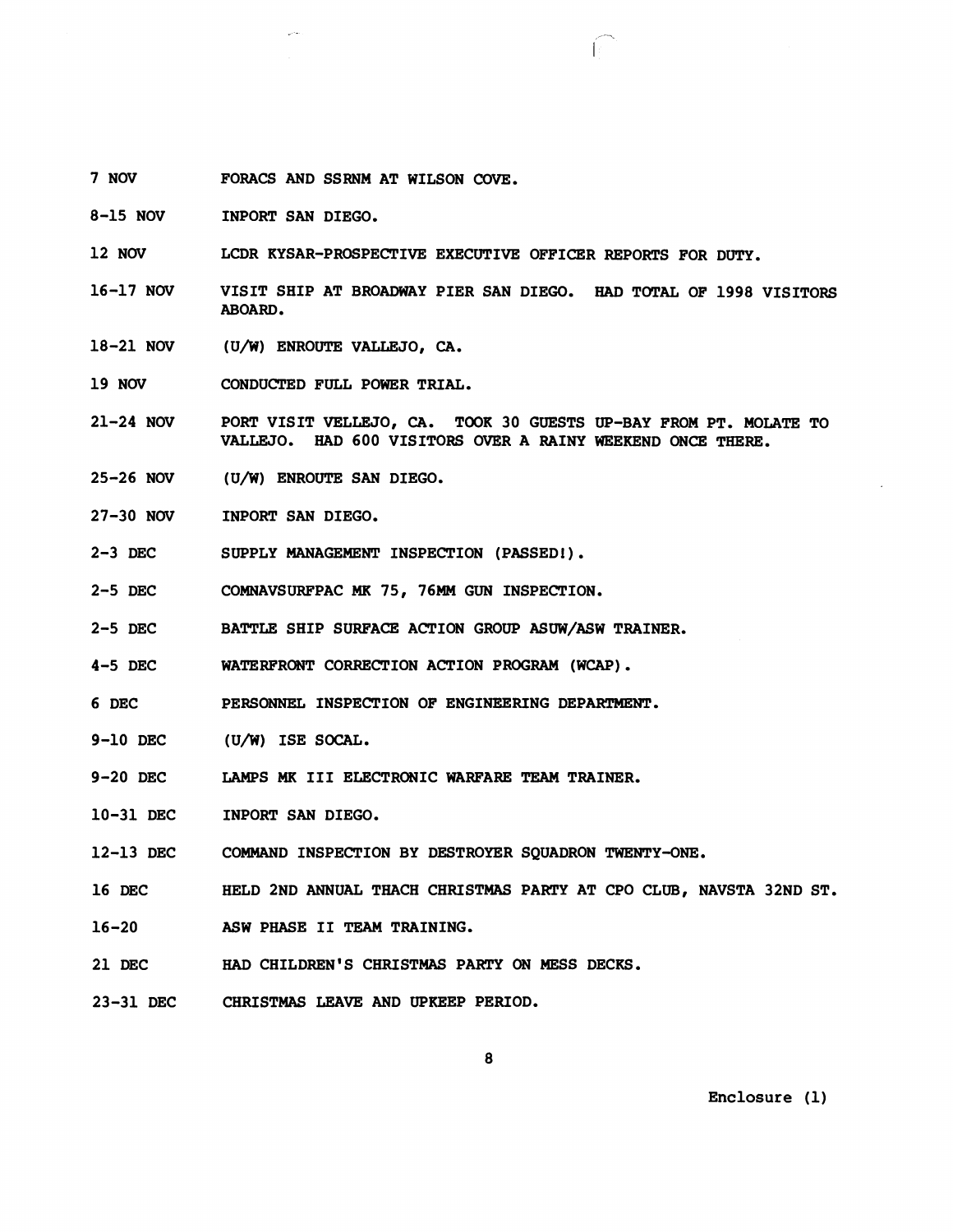| | |
|---|---|
| 7 NOV | FORACS AND SSRNM AT WILSON COVE. |
| 8-15 NOV | INPORT SAN DIEGO. |
| 12 NOV | LCDR KYSAR-PROSPECTIVE EXECUTIVE OFFICER REPORTS FOR DUTY. |
| 16-17 NOV | VISIT SHIP AT BROADWAY PIER SAN DIEGO. HAD TOTAL OF 1998 VISITORS ABOARD. |
| 18-21 NOV | (U/W) ENROUTE VALLEJO, CA. |
| 19 NOV | CONDUCTED FULL POWER TRIAL. |
| 21-24 NOV | PORT VISIT VELLEJO, CA. TOOK 30 GUESTS UP-BAY FROM PT. MOLATE TO VALLEJO. HAD 600 VISITORS OVER A RAINY WEEKEND ONCE THERE. |
| 25-26 NOV | (U/W) ENROUTE SAN DIEGO. |
| 27-30 NOV | INPORT SAN DIEGO. |
| 2-3 DEC | SUPPLY MANAGEMENT INSPECTION (PASSED!). |
| 2-5 DEC | COMNAVSURFPAC MK 75, 76MM GUN INSPECTION. |
| 2-5 DEC | BATTLE SHIP SURFACE ACTION GROUP ASUW/ASW TRAINER. |
| 4-5 DEC | WATERFRONT CORRECTION ACTION PROGRAM (WCAP). |
| 6 DEC | PERSONNEL INSPECTION OF ENGINEERING DEPARTMENT. |
| 9-10 DEC | (U/W) ISE SOCAL. |
| 9-20 DEC | LAMPS MK III ELECTRONIC WARFARE TEAM TRAINER. |
| 10-31 DEC | INPORT SAN DIEGO. |
| 12-13 DEC | COMMAND INSPECTION BY DESTROYER SQUADRON TWENTY-ONE. |
| 16 DEC | HELD 2ND ANNUAL THACH CHRISTMAS PARTY AT CPO CLUB, NAVSTA 32ND ST. |
| 16-20 | ASW PHASE II TEAM TRAINING. |
| 21 DEC | HAD CHILDREN'S CHRISTMAS PARTY ON MESS DECKS. |
| 23-31 DEC | CHRISTMAS LEAVE AND UPKEEP PERIOD. |

Enclosure (1)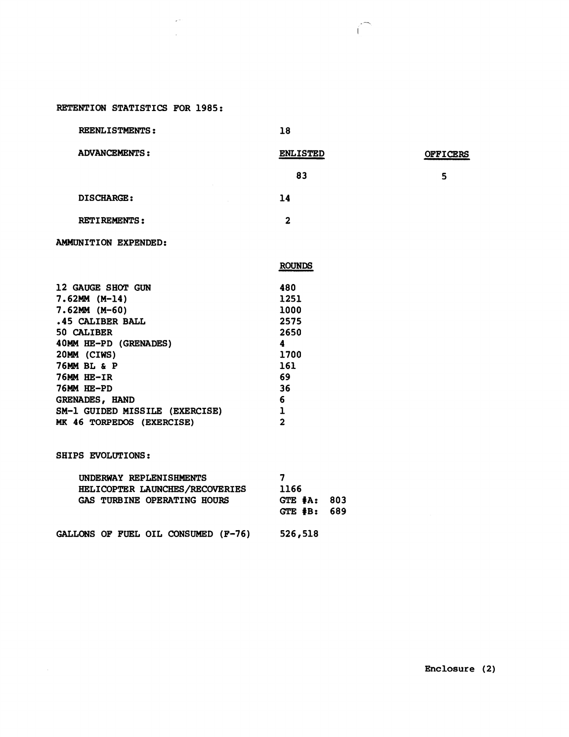RETENTION STATISTICS FOR 1985:

| | | |
|---|---|---|
| REENLISTMENTS: | 18 | |
| ADVANCEMENTS: | ENLISTED | OFFICERS |
| | 83 | 5 |
| DISCHARGE: | 14 | |
| RETIREMENTS: | 2 | |

AMMUNITION EXPENDED:

| | ROUNDS |
|---|---|
| 12 GAUGE SHOT GUN | 480 |
| 7.62MM (M-14) | 1251 |
| 7.62MM (M-60) | 1000 |
| .45 CALIBER BALL | 2575 |
| 50 CALIBER | 2650 |
| 40MM HE-PD (GRENADES) | 4 |
| 20MM (CIWS) | 1700 |
| 76MM BL & P | 161 |
| 76MM HE-IR | 69 |
| 76MM HE-PD | 36 |
| GRENADES, HAND | 6 |
| SM-1 GUIDED MISSILE (EXERCISE) | 1 |
| MK 46 TORPEDOS (EXERCISE) | 2 |

SHIPS EVOLUTIONS:

| | |
|---|---|
| UNDERWAY REPLENISHMENTS | 7 |
| HELICOPTER LAUNCHES/RECOVERIES | 1166 |
| GAS TURBINE OPERATING HOURS | GTE #A: 803 |
| | GTE #B: 689 |

GALLONS OF FUEL OIL CONSUMED (F-76) 526,518

Enclosure (2)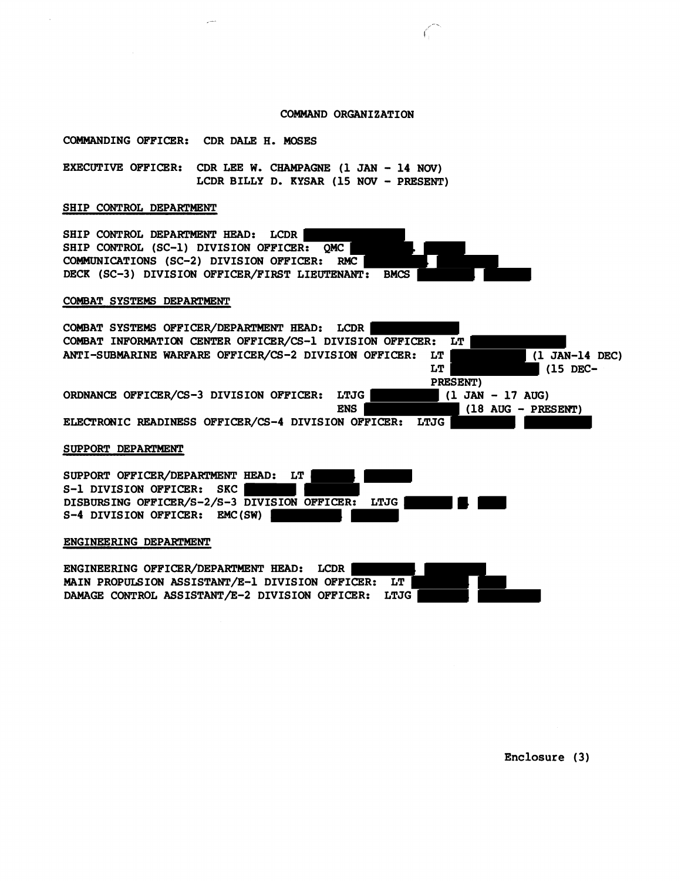COMMAND ORGANIZATION

COMMANDING OFFICER: CDR DALE H. MOSES

EXECUTIVE OFFICER: CDR LEE W. CHAMPAGNE (1 JAN - 14 NOV)
LCDR BILLY D. KYSAR (15 NOV - PRESENT)

SHIP CONTROL DEPARTMENT

SHIP CONTROL DEPARTMENT HEAD: LCDR
SHIP CONTROL (SC-1) DIVISION OFFICER: QMC
COMMUNICATIONS (SC-2) DIVISION OFFICER: RMC
DECK (SC-3) DIVISION OFFICER/FIRST LIEUTENANT: BMCS

COMBAT SYSTEMS DEPARTMENT

COMBAT SYSTEMS OFFICER/DEPARTMENT HEAD: LCDR
COMBAT INFORMATION CENTER OFFICER/CS-1 DIVISION OFFICER: LT
ANTI-SUBMARINE WARFARE OFFICER/CS-2 DIVISION OFFICER: LT (1 JAN-14 DEC)
LT (15 DEC-PRESENT)
ORDNANCE OFFICER/CS-3 DIVISION OFFICER: LTJG (1 JAN - 17 AUG)
ENS (18 AUG - PRESENT)
ELECTRONIC READINESS OFFICER/CS-4 DIVISION OFFICER: LTJG

SUPPORT DEPARTMENT

SUPPORT OFFICER/DEPARTMENT HEAD: LT
S-1 DIVISION OFFICER: SKC
DISBURSING OFFICER/S-2/S-3 DIVISION OFFICER: LTJG
S-4 DIVISION OFFICER: EMC(SW)

ENGINEERING DEPARTMENT

ENGINEERING OFFICER/DEPARTMENT HEAD: LCDR
MAIN PROPULSION ASSISTANT/E-1 DIVISION OFFICER: LT
DAMAGE CONTROL ASSISTANT/E-2 DIVISION OFFICER: LTJG

Enclosure (3)